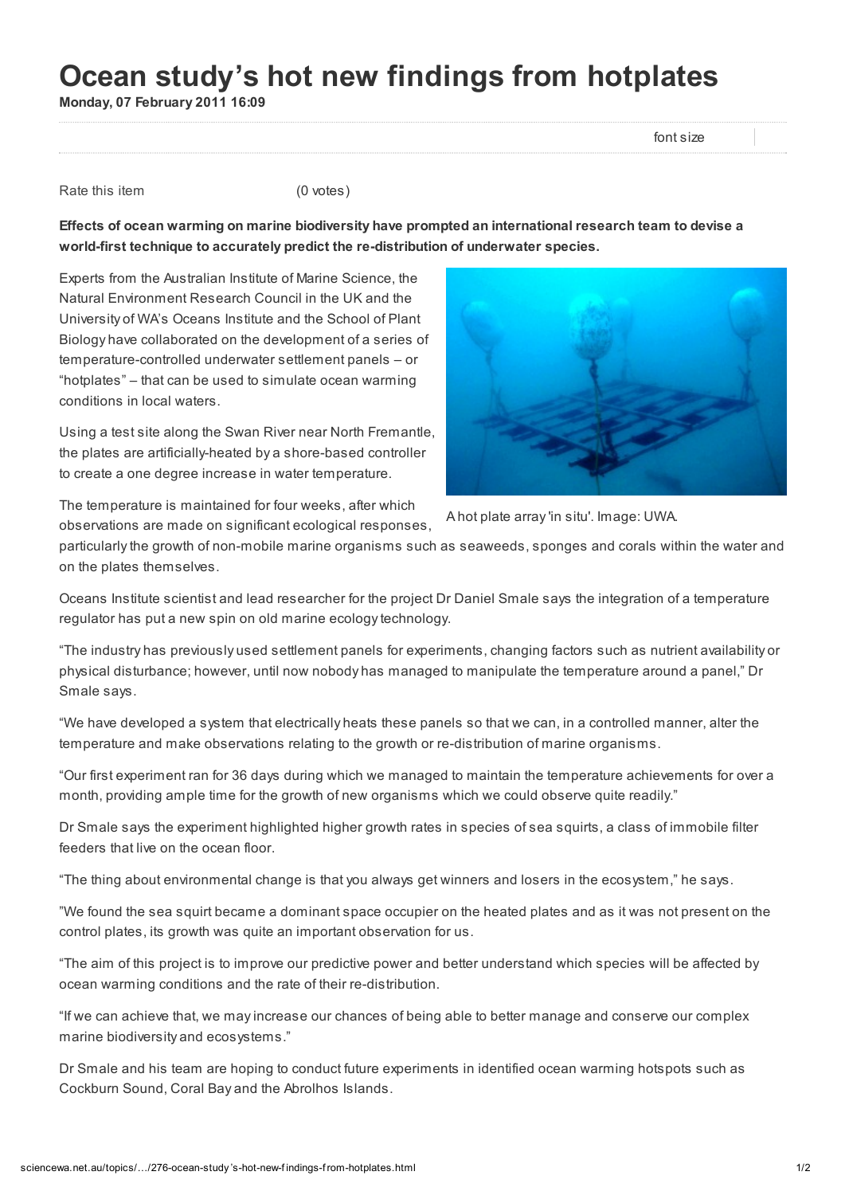# Ocean study's hot new findings from hotplates

**Monday, 07 February 2011 16:09**

font size

Rate this item (0 votes)

**Effects of ocean warming on marine biodiversity have prompted an international research team to devise a world-first technique to accurately predict the re-distribution of underwater species.**

Experts from the Australian Institute of Marine Science, the Natural Environment Research Council in the UK and the University of WA's Oceans Institute and the School of Plant Biology have collaborated on the development of a series of temperature-controlled underwater settlement panels – or "hotplates" – that can be used to simulate ocean warming conditions in local waters.

Using a test site along the Swan River near North Fremantle, the plates are artificially-heated by a shore-based controller to create a one degree increase in water temperature.

A hot plate array 'in situ'. Image: UWA.

The temperature is maintained for four weeks, after which observations are made on significant ecological responses, particularly the growth of non-mobile marine organisms such as seaweeds, sponges and corals within the water and on the plates themselves.

Oceans Institute scientist and lead researcher for the project Dr Daniel Smale says the integration of a temperature regulator has put a new spin on old marine ecology technology.

"The industry has previously used settlement panels for experiments, changing factors such as nutrient availability or physical disturbance; however, until now nobody has managed to manipulate the temperature around a panel," Dr Smale says.

"We have developed a system that electrically heats these panels so that we can, in a controlled manner, alter the temperature and make observations relating to the growth or re-distribution of marine organisms.

"Our first experiment ran for 36 days during which we managed to maintain the temperature achievements for over a month, providing ample time for the growth of new organisms which we could observe quite readily."

Dr Smale says the experiment highlighted higher growth rates in species of sea squirts, a class of immobile filter feeders that live on the ocean floor.

"The thing about environmental change is that you always get winners and losers in the ecosystem," he says.

"We found the sea squirt became a dominant space occupier on the heated plates and as it was not present on the control plates, its growth was quite an important observation for us.

"The aim of this project is to improve our predictive power and better understand which species will be affected by ocean warming conditions and the rate of their re-distribution.

"If we can achieve that, we may increase our chances of being able to better manage and conserve our complex marine biodiversity and ecosystems."

Dr Smale and his team are hoping to conduct future experiments in identified ocean warming hotspots such as Cockburn Sound, Coral Bay and the Abrolhos Islands.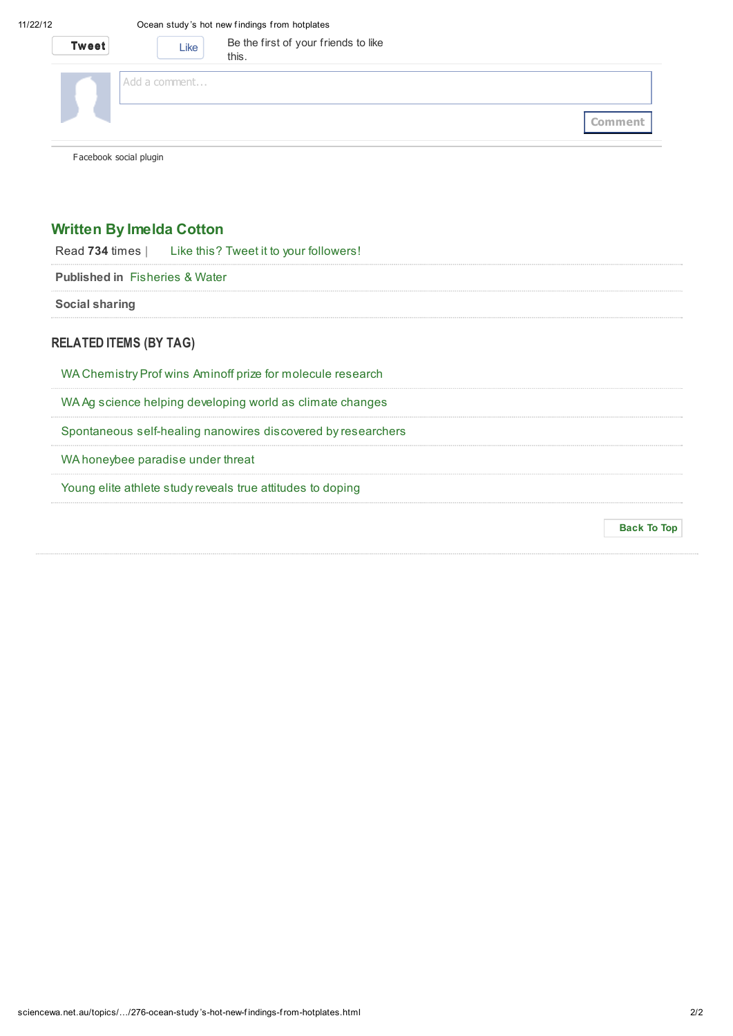Tweet Like Be the first of your friends to like this.

Add a comment...

Comment

Facebook social plugin

## Written By Imelda Cotton

Read **734** times | Like this? Tweet it to your followers!

**Published in** Fisheries & Water

**Social sharing**

### RELATED ITEMS (BY TAG)

- WA Chemistry Prof wins Aminoff prize for molecule research
- WA Ag science helping developing world as climate changes
- Spontaneous self-healing nanowires discovered by researchers
- WA honeybee paradise under threat
- Young elite athlete study reveals true attitudes to doping

Back To Top